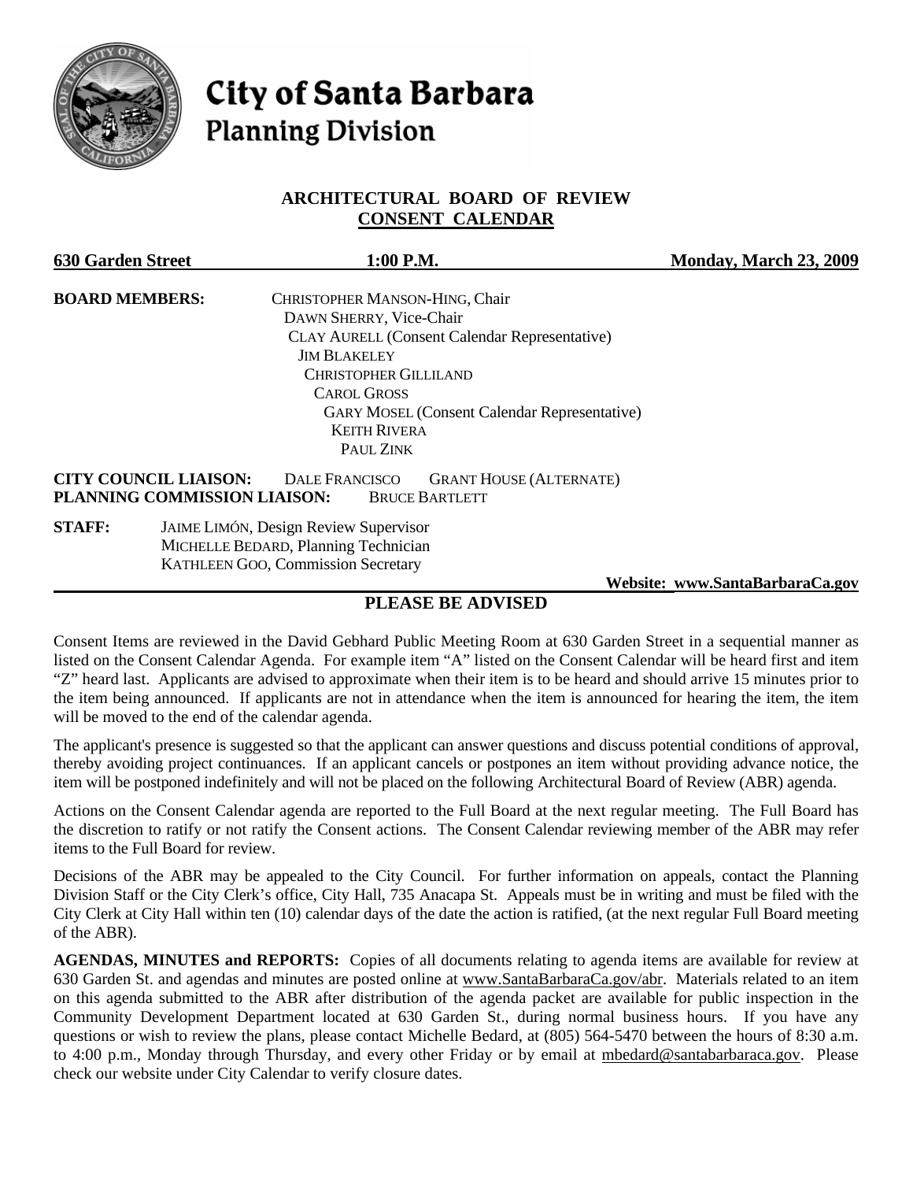# City of Santa Barbara
## Planning Division

### ARCHITECTURAL BOARD OF REVIEW
### CONSENT CALENDAR

**630 Garden Street** **1:00 P.M.** **Monday, March 23, 2009**

**BOARD MEMBERS:**
CHRISTOPHER MANSON-HING, Chair
DAWN SHERRY, Vice-Chair
CLAY AURELL (Consent Calendar Representative)
JIM BLAKELEY
CHRISTOPHER GILLILAND
CAROL GROSS
GARY MOSEL (Consent Calendar Representative)
KEITH RIVERA
PAUL ZINK

**CITY COUNCIL LIAISON:** DALE FRANCISCO GRANT HOUSE (ALTERNATE)
**PLANNING COMMISSION LIAISON:** BRUCE BARTLETT

**STAFF:**
JAIME LIMÓN, Design Review Supervisor
MICHELLE BEDARD, Planning Technician
KATHLEEN GOO, Commission Secretary

**Website: www.SantaBarbaraCa.gov**

## PLEASE BE ADVISED

Consent Items are reviewed in the David Gebhard Public Meeting Room at 630 Garden Street in a sequential manner as listed on the Consent Calendar Agenda. For example item "A" listed on the Consent Calendar will be heard first and item "Z" heard last. Applicants are advised to approximate when their item is to be heard and should arrive 15 minutes prior to the item being announced. If applicants are not in attendance when the item is announced for hearing the item, the item will be moved to the end of the calendar agenda.

The applicant's presence is suggested so that the applicant can answer questions and discuss potential conditions of approval, thereby avoiding project continuances. If an applicant cancels or postpones an item without providing advance notice, the item will be postponed indefinitely and will not be placed on the following Architectural Board of Review (ABR) agenda.

Actions on the Consent Calendar agenda are reported to the Full Board at the next regular meeting. The Full Board has the discretion to ratify or not ratify the Consent actions. The Consent Calendar reviewing member of the ABR may refer items to the Full Board for review.

Decisions of the ABR may be appealed to the City Council. For further information on appeals, contact the Planning Division Staff or the City Clerk's office, City Hall, 735 Anacapa St. Appeals must be in writing and must be filed with the City Clerk at City Hall within ten (10) calendar days of the date the action is ratified, (at the next regular Full Board meeting of the ABR).

**AGENDAS, MINUTES and REPORTS:** Copies of all documents relating to agenda items are available for review at 630 Garden St. and agendas and minutes are posted online at www.SantaBarbaraCa.gov/abr. Materials related to an item on this agenda submitted to the ABR after distribution of the agenda packet are available for public inspection in the Community Development Department located at 630 Garden St., during normal business hours. If you have any questions or wish to review the plans, please contact Michelle Bedard, at (805) 564-5470 between the hours of 8:30 a.m. to 4:00 p.m., Monday through Thursday, and every other Friday or by email at mbedard@santabarbaraca.gov. Please check our website under City Calendar to verify closure dates.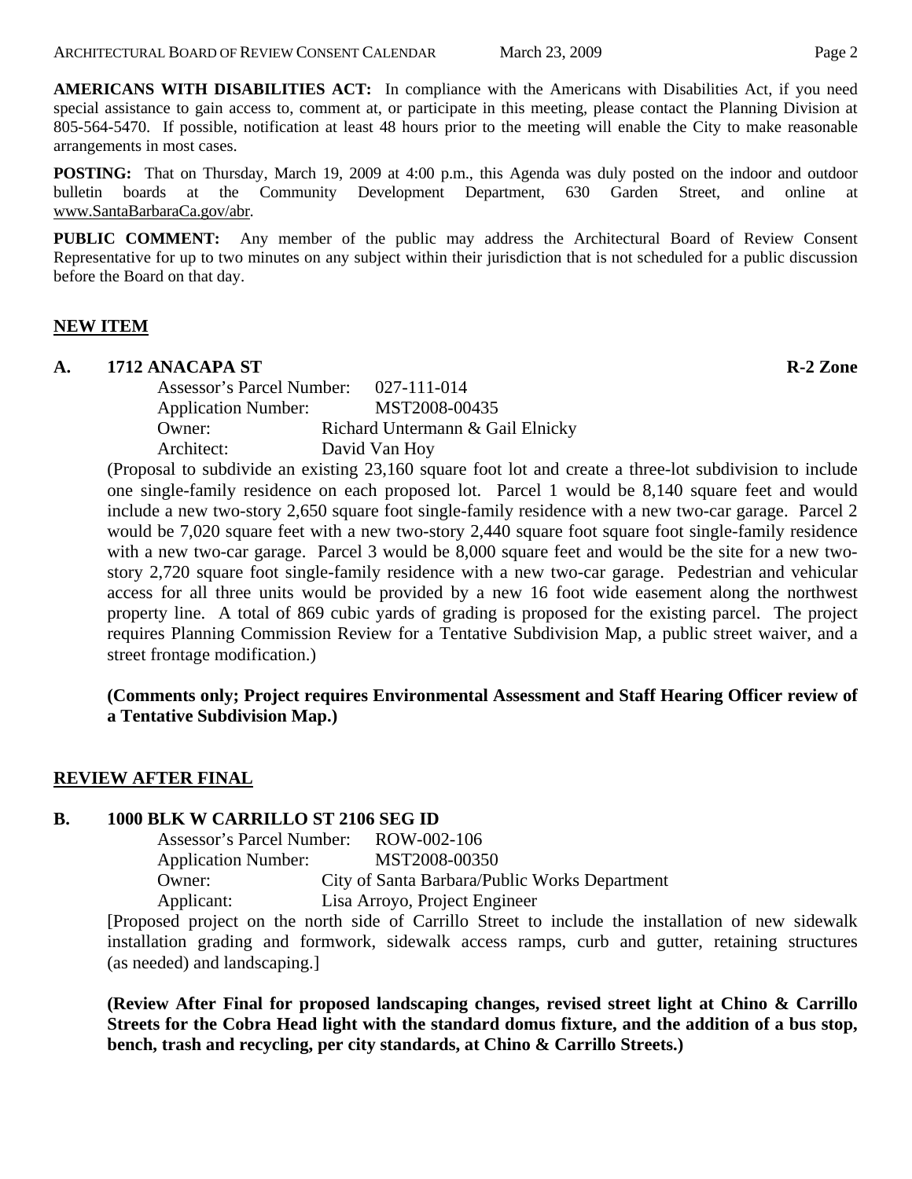**AMERICANS WITH DISABILITIES ACT:** In compliance with the Americans with Disabilities Act, if you need special assistance to gain access to, comment at, or participate in this meeting, please contact the Planning Division at 805-564-5470. If possible, notification at least 48 hours prior to the meeting will enable the City to make reasonable arrangements in most cases.

**POSTING:** That on Thursday, March 19, 2009 at 4:00 p.m., this Agenda was duly posted on the indoor and outdoor bulletin boards at the Community Development Department, 630 Garden Street, and online at www.SantaBarbaraCa.gov/abr.

**PUBLIC COMMENT:** Any member of the public may address the Architectural Board of Review Consent Representative for up to two minutes on any subject within their jurisdiction that is not scheduled for a public discussion before the Board on that day.

## NEW ITEM

**A. 1712 ANACAPA ST** **R-2 Zone**

Assessor's Parcel Number: 027-111-014
Application Number: MST2008-00435
Owner: Richard Untermann & Gail Elnicky
Architect: David Van Hoy

(Proposal to subdivide an existing 23,160 square foot lot and create a three-lot subdivision to include one single-family residence on each proposed lot. Parcel 1 would be 8,140 square feet and would include a new two-story 2,650 square foot single-family residence with a new two-car garage. Parcel 2 would be 7,020 square feet with a new two-story 2,440 square foot square foot single-family residence with a new two-car garage. Parcel 3 would be 8,000 square feet and would be the site for a new two-story 2,720 square foot single-family residence with a new two-car garage. Pedestrian and vehicular access for all three units would be provided by a new 16 foot wide easement along the northwest property line. A total of 869 cubic yards of grading is proposed for the existing parcel. The project requires Planning Commission Review for a Tentative Subdivision Map, a public street waiver, and a street frontage modification.)

**(Comments only; Project requires Environmental Assessment and Staff Hearing Officer review of a Tentative Subdivision Map.)**

## REVIEW AFTER FINAL

**B. 1000 BLK W CARRILLO ST 2106 SEG ID**

Assessor's Parcel Number: ROW-002-106
Application Number: MST2008-00350
Owner: City of Santa Barbara/Public Works Department
Applicant: Lisa Arroyo, Project Engineer

[Proposed project on the north side of Carrillo Street to include the installation of new sidewalk installation grading and formwork, sidewalk access ramps, curb and gutter, retaining structures (as needed) and landscaping.]

**(Review After Final for proposed landscaping changes, revised street light at Chino & Carrillo Streets for the Cobra Head light with the standard domus fixture, and the addition of a bus stop, bench, trash and recycling, per city standards, at Chino & Carrillo Streets.)**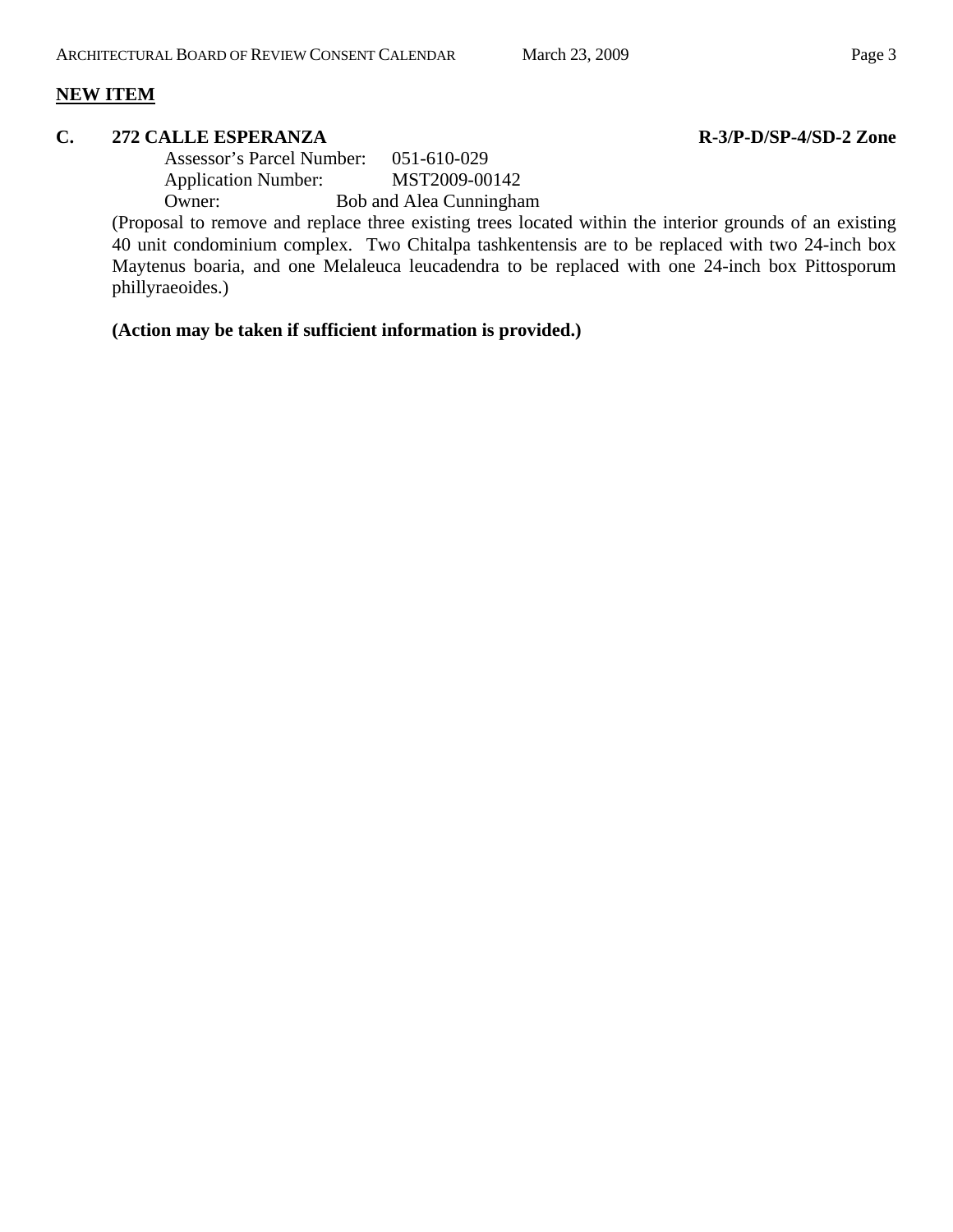## NEW ITEM

**C. 272 CALLE ESPERANZA** **R-3/P-D/SP-4/SD-2 Zone**

Assessor's Parcel Number: 051-610-029
Application Number: MST2009-00142
Owner: Bob and Alea Cunningham

(Proposal to remove and replace three existing trees located within the interior grounds of an existing 40 unit condominium complex. Two Chitalpa tashkentensis are to be replaced with two 24-inch box Maytenus boaria, and one Melaleuca leucadendra to be replaced with one 24-inch box Pittosporum phillyraeoides.)

**(Action may be taken if sufficient information is provided.)**